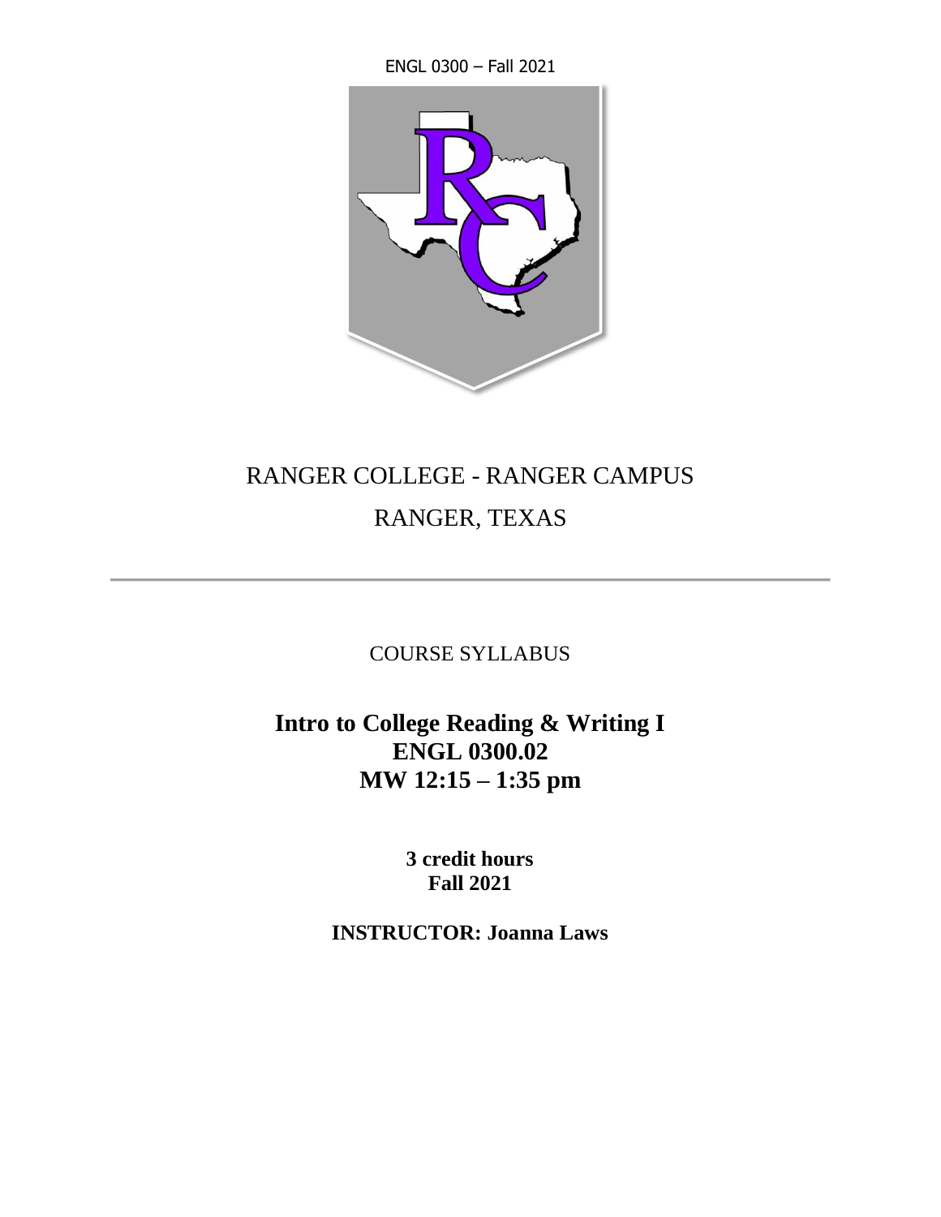# RANGER COLLEGE - RANGER CAMPUS

## RANGER, TEXAS

---

COURSE SYLLABUS

**Intro to College Reading & Writing I**
**ENGL 0300.02**
**MW 12:15 – 1:35 pm**

**3 credit hours**
**Fall 2021**

**INSTRUCTOR: Joanna Laws**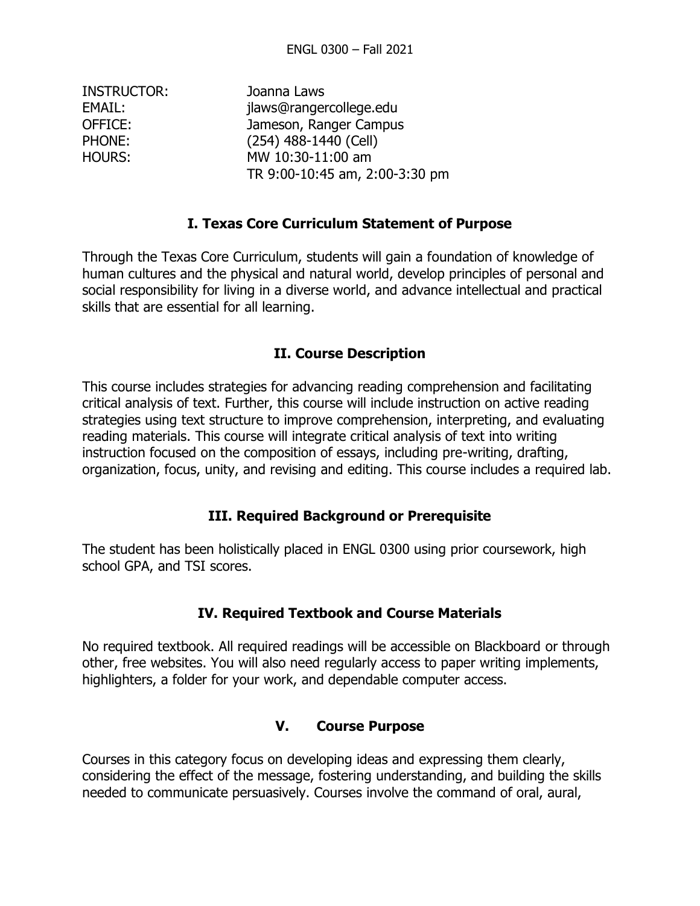ENGL 0300 – Fall 2021

| | |
|---|---|
| INSTRUCTOR: | Joanna Laws |
| EMAIL: | jlaws@rangercollege.edu |
| OFFICE: | Jameson, Ranger Campus |
| PHONE: | (254) 488-1440 (Cell) |
| HOURS: | MW 10:30-11:00 am<br>TR 9:00-10:45 am, 2:00-3:30 pm |

## I. Texas Core Curriculum Statement of Purpose

Through the Texas Core Curriculum, students will gain a foundation of knowledge of human cultures and the physical and natural world, develop principles of personal and social responsibility for living in a diverse world, and advance intellectual and practical skills that are essential for all learning.

## II. Course Description

This course includes strategies for advancing reading comprehension and facilitating critical analysis of text. Further, this course will include instruction on active reading strategies using text structure to improve comprehension, interpreting, and evaluating reading materials. This course will integrate critical analysis of text into writing instruction focused on the composition of essays, including pre-writing, drafting, organization, focus, unity, and revising and editing. This course includes a required lab.

## III. Required Background or Prerequisite

The student has been holistically placed in ENGL 0300 using prior coursework, high school GPA, and TSI scores.

## IV. Required Textbook and Course Materials

No required textbook. All required readings will be accessible on Blackboard or through other, free websites. You will also need regularly access to paper writing implements, highlighters, a folder for your work, and dependable computer access.

## V. Course Purpose

Courses in this category focus on developing ideas and expressing them clearly, considering the effect of the message, fostering understanding, and building the skills needed to communicate persuasively. Courses involve the command of oral, aural,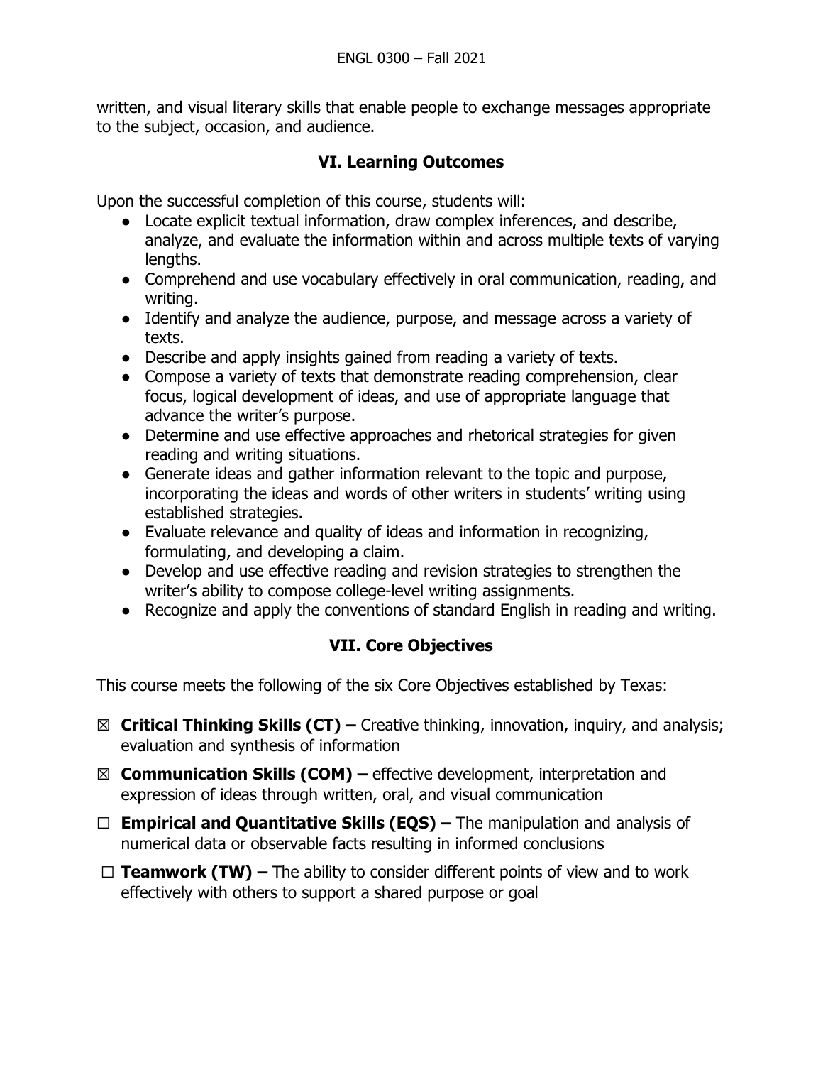written, and visual literary skills that enable people to exchange messages appropriate to the subject, occasion, and audience.

## VI. Learning Outcomes

Upon the successful completion of this course, students will:

- Locate explicit textual information, draw complex inferences, and describe, analyze, and evaluate the information within and across multiple texts of varying lengths.
- Comprehend and use vocabulary effectively in oral communication, reading, and writing.
- Identify and analyze the audience, purpose, and message across a variety of texts.
- Describe and apply insights gained from reading a variety of texts.
- Compose a variety of texts that demonstrate reading comprehension, clear focus, logical development of ideas, and use of appropriate language that advance the writer's purpose.
- Determine and use effective approaches and rhetorical strategies for given reading and writing situations.
- Generate ideas and gather information relevant to the topic and purpose, incorporating the ideas and words of other writers in students' writing using established strategies.
- Evaluate relevance and quality of ideas and information in recognizing, formulating, and developing a claim.
- Develop and use effective reading and revision strategies to strengthen the writer's ability to compose college-level writing assignments.
- Recognize and apply the conventions of standard English in reading and writing.

## VII. Core Objectives

This course meets the following of the six Core Objectives established by Texas:

☒ **Critical Thinking Skills (CT) –** Creative thinking, innovation, inquiry, and analysis; evaluation and synthesis of information

☒ **Communication Skills (COM) –** effective development, interpretation and expression of ideas through written, oral, and visual communication

☐ **Empirical and Quantitative Skills (EQS) –** The manipulation and analysis of numerical data or observable facts resulting in informed conclusions

☐ **Teamwork (TW) –** The ability to consider different points of view and to work effectively with others to support a shared purpose or goal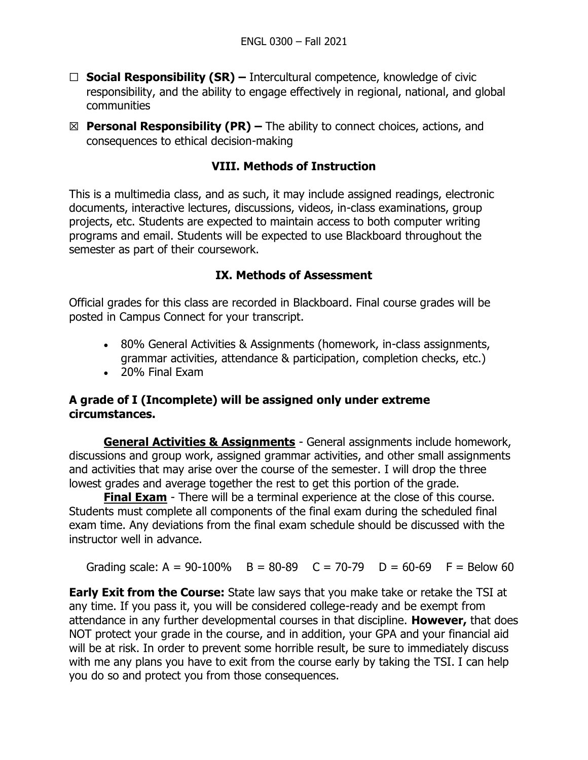- ☐ **Social Responsibility (SR) –** Intercultural competence, knowledge of civic responsibility, and the ability to engage effectively in regional, national, and global communities
- ☒ **Personal Responsibility (PR) –** The ability to connect choices, actions, and consequences to ethical decision-making

## VIII. Methods of Instruction

This is a multimedia class, and as such, it may include assigned readings, electronic documents, interactive lectures, discussions, videos, in-class examinations, group projects, etc. Students are expected to maintain access to both computer writing programs and email. Students will be expected to use Blackboard throughout the semester as part of their coursework.

## IX. Methods of Assessment

Official grades for this class are recorded in Blackboard. Final course grades will be posted in Campus Connect for your transcript.

- 80% General Activities & Assignments (homework, in-class assignments, grammar activities, attendance & participation, completion checks, etc.)
- 20% Final Exam

**A grade of I (Incomplete) will be assigned only under extreme circumstances.**

**General Activities & Assignments** - General assignments include homework, discussions and group work, assigned grammar activities, and other small assignments and activities that may arise over the course of the semester. I will drop the three lowest grades and average together the rest to get this portion of the grade.

**Final Exam** - There will be a terminal experience at the close of this course. Students must complete all components of the final exam during the scheduled final exam time. Any deviations from the final exam schedule should be discussed with the instructor well in advance.

Grading scale: A = 90-100% B = 80-89 C = 70-79 D = 60-69 F = Below 60

**Early Exit from the Course:** State law says that you make take or retake the TSI at any time. If you pass it, you will be considered college-ready and be exempt from attendance in any further developmental courses in that discipline. **However,** that does NOT protect your grade in the course, and in addition, your GPA and your financial aid will be at risk. In order to prevent some horrible result, be sure to immediately discuss with me any plans you have to exit from the course early by taking the TSI. I can help you do so and protect you from those consequences.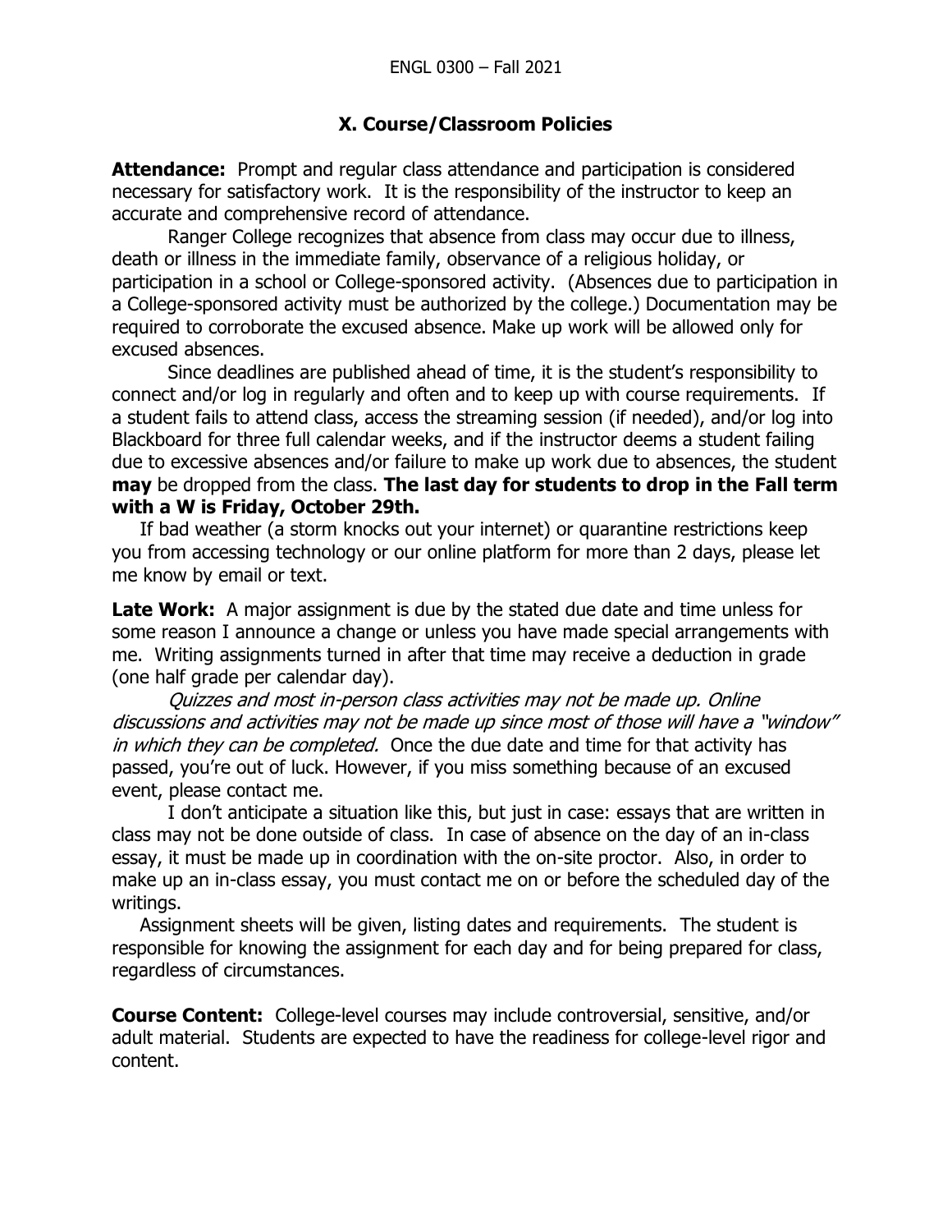## X. Course/Classroom Policies

**Attendance:** Prompt and regular class attendance and participation is considered necessary for satisfactory work. It is the responsibility of the instructor to keep an accurate and comprehensive record of attendance.

Ranger College recognizes that absence from class may occur due to illness, death or illness in the immediate family, observance of a religious holiday, or participation in a school or College-sponsored activity. (Absences due to participation in a College-sponsored activity must be authorized by the college.) Documentation may be required to corroborate the excused absence. Make up work will be allowed only for excused absences.

Since deadlines are published ahead of time, it is the student's responsibility to connect and/or log in regularly and often and to keep up with course requirements. If a student fails to attend class, access the streaming session (if needed), and/or log into Blackboard for three full calendar weeks, and if the instructor deems a student failing due to excessive absences and/or failure to make up work due to absences, the student **may** be dropped from the class. **The last day for students to drop in the Fall term with a W is Friday, October 29th.**

If bad weather (a storm knocks out your internet) or quarantine restrictions keep you from accessing technology or our online platform for more than 2 days, please let me know by email or text.

**Late Work:** A major assignment is due by the stated due date and time unless for some reason I announce a change or unless you have made special arrangements with me. Writing assignments turned in after that time may receive a deduction in grade (one half grade per calendar day).

*Quizzes and most in-person class activities may not be made up. Online discussions and activities may not be made up since most of those will have a "window" in which they can be completed.* Once the due date and time for that activity has passed, you're out of luck. However, if you miss something because of an excused event, please contact me.

I don't anticipate a situation like this, but just in case: essays that are written in class may not be done outside of class. In case of absence on the day of an in-class essay, it must be made up in coordination with the on-site proctor. Also, in order to make up an in-class essay, you must contact me on or before the scheduled day of the writings.

Assignment sheets will be given, listing dates and requirements. The student is responsible for knowing the assignment for each day and for being prepared for class, regardless of circumstances.

**Course Content:** College-level courses may include controversial, sensitive, and/or adult material. Students are expected to have the readiness for college-level rigor and content.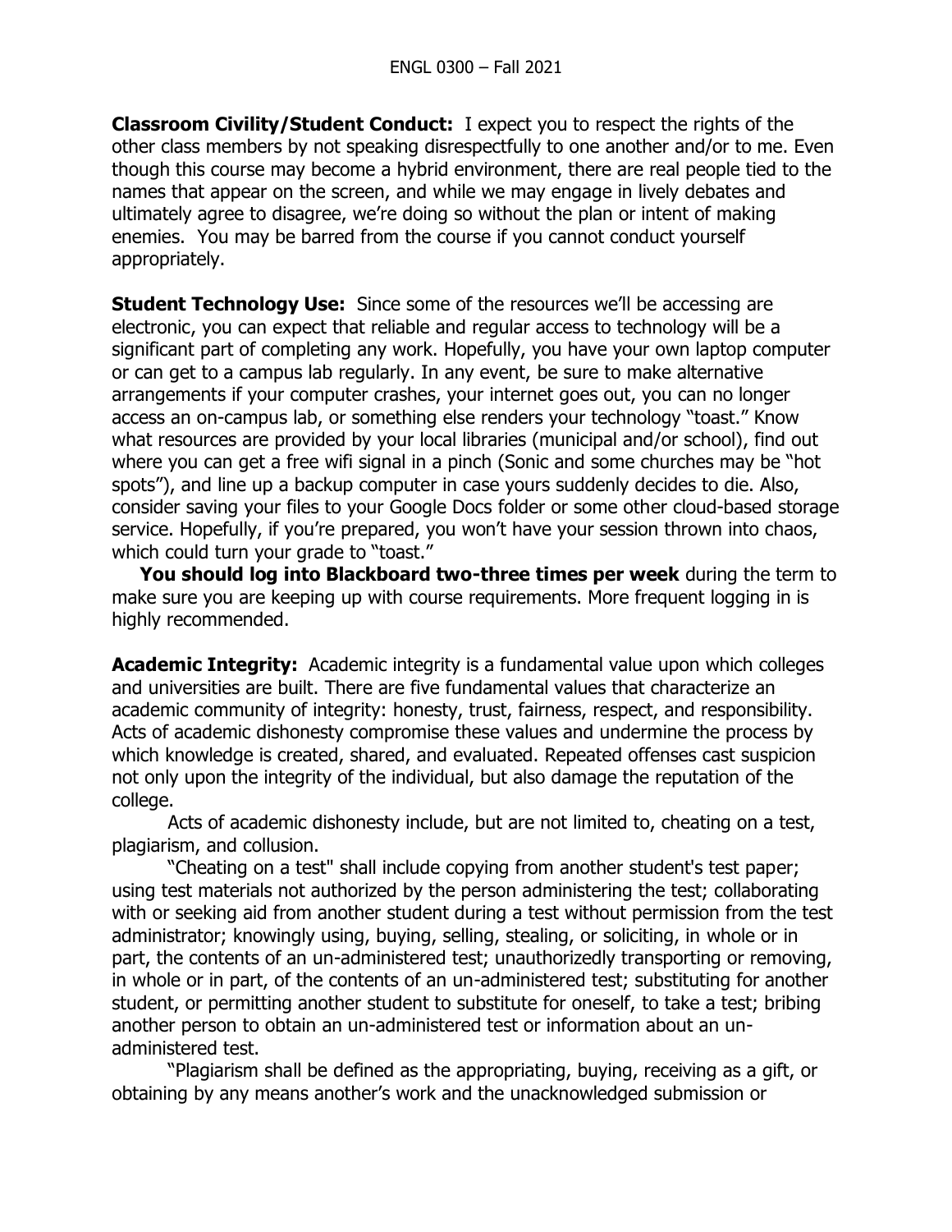**Classroom Civility/Student Conduct:** I expect you to respect the rights of the other class members by not speaking disrespectfully to one another and/or to me. Even though this course may become a hybrid environment, there are real people tied to the names that appear on the screen, and while we may engage in lively debates and ultimately agree to disagree, we're doing so without the plan or intent of making enemies. You may be barred from the course if you cannot conduct yourself appropriately.

**Student Technology Use:** Since some of the resources we'll be accessing are electronic, you can expect that reliable and regular access to technology will be a significant part of completing any work. Hopefully, you have your own laptop computer or can get to a campus lab regularly. In any event, be sure to make alternative arrangements if your computer crashes, your internet goes out, you can no longer access an on-campus lab, or something else renders your technology "toast." Know what resources are provided by your local libraries (municipal and/or school), find out where you can get a free wifi signal in a pinch (Sonic and some churches may be "hot spots"), and line up a backup computer in case yours suddenly decides to die. Also, consider saving your files to your Google Docs folder or some other cloud-based storage service. Hopefully, if you're prepared, you won't have your session thrown into chaos, which could turn your grade to "toast."

**You should log into Blackboard two-three times per week** during the term to make sure you are keeping up with course requirements. More frequent logging in is highly recommended.

**Academic Integrity:** Academic integrity is a fundamental value upon which colleges and universities are built. There are five fundamental values that characterize an academic community of integrity: honesty, trust, fairness, respect, and responsibility. Acts of academic dishonesty compromise these values and undermine the process by which knowledge is created, shared, and evaluated. Repeated offenses cast suspicion not only upon the integrity of the individual, but also damage the reputation of the college.

Acts of academic dishonesty include, but are not limited to, cheating on a test, plagiarism, and collusion.

"Cheating on a test" shall include copying from another student's test paper; using test materials not authorized by the person administering the test; collaborating with or seeking aid from another student during a test without permission from the test administrator; knowingly using, buying, selling, stealing, or soliciting, in whole or in part, the contents of an un-administered test; unauthorizedly transporting or removing, in whole or in part, of the contents of an un-administered test; substituting for another student, or permitting another student to substitute for oneself, to take a test; bribing another person to obtain an un-administered test or information about an un-administered test.

"Plagiarism shall be defined as the appropriating, buying, receiving as a gift, or obtaining by any means another's work and the unacknowledged submission or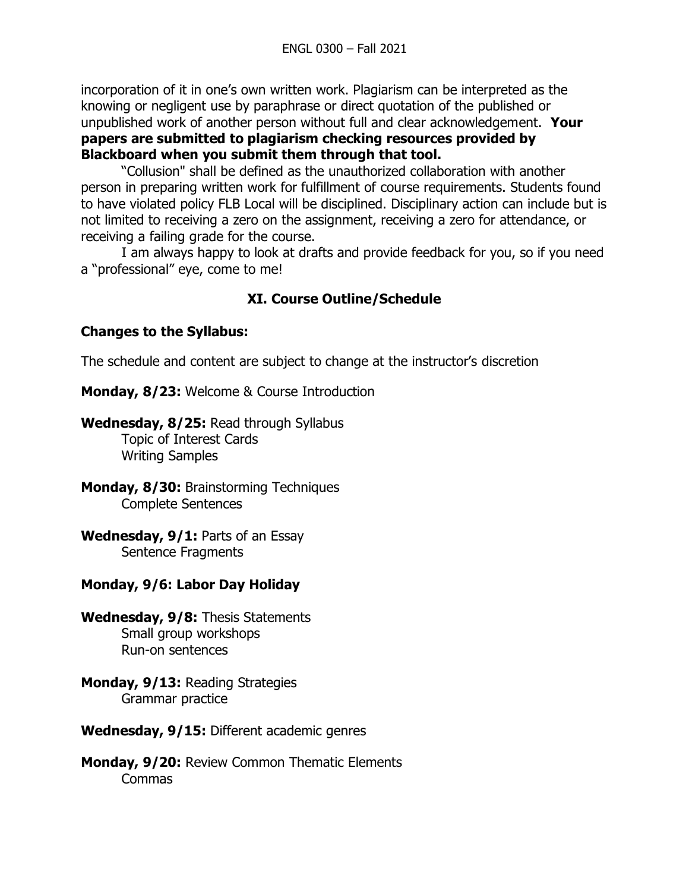incorporation of it in one's own written work. Plagiarism can be interpreted as the knowing or negligent use by paraphrase or direct quotation of the published or unpublished work of another person without full and clear acknowledgement. **Your papers are submitted to plagiarism checking resources provided by Blackboard when you submit them through that tool.**

"Collusion" shall be defined as the unauthorized collaboration with another person in preparing written work for fulfillment of course requirements. Students found to have violated policy FLB Local will be disciplined. Disciplinary action can include but is not limited to receiving a zero on the assignment, receiving a zero for attendance, or receiving a failing grade for the course.

I am always happy to look at drafts and provide feedback for you, so if you need a "professional" eye, come to me!

## XI. Course Outline/Schedule

### Changes to the Syllabus:

The schedule and content are subject to change at the instructor's discretion

**Monday, 8/23:** Welcome & Course Introduction

**Wednesday, 8/25:** Read through Syllabus
Topic of Interest Cards
Writing Samples

**Monday, 8/30:** Brainstorming Techniques
Complete Sentences

**Wednesday, 9/1:** Parts of an Essay
Sentence Fragments

**Monday, 9/6: Labor Day Holiday**

**Wednesday, 9/8:** Thesis Statements
Small group workshops
Run-on sentences

**Monday, 9/13:** Reading Strategies
Grammar practice

**Wednesday, 9/15:** Different academic genres

**Monday, 9/20:** Review Common Thematic Elements
Commas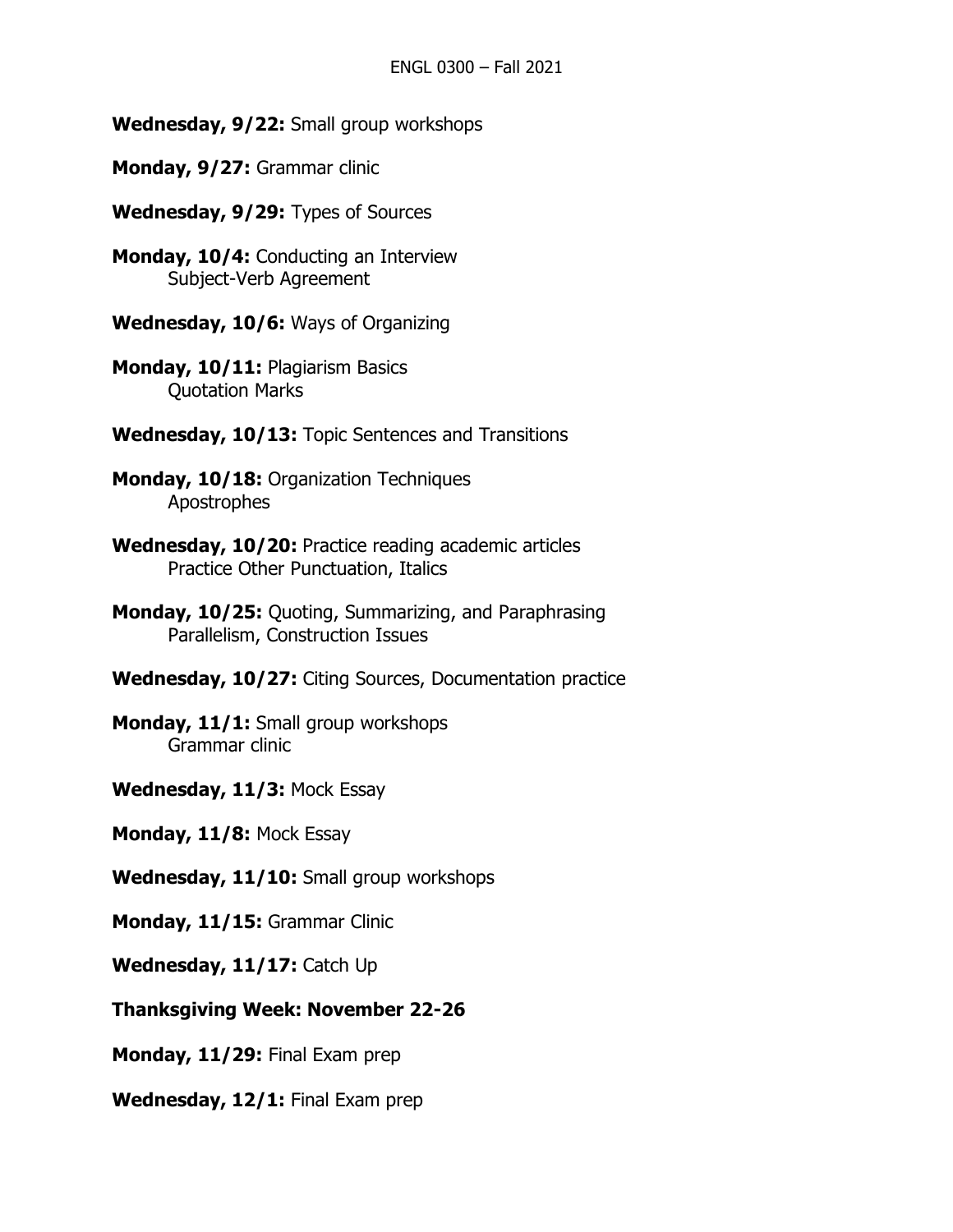**Wednesday, 9/22:** Small group workshops

**Monday, 9/27:** Grammar clinic

**Wednesday, 9/29:** Types of Sources

**Monday, 10/4:** Conducting an Interview
    Subject-Verb Agreement

**Wednesday, 10/6:** Ways of Organizing

**Monday, 10/11:** Plagiarism Basics
    Quotation Marks

**Wednesday, 10/13:** Topic Sentences and Transitions

**Monday, 10/18:** Organization Techniques
    Apostrophes

**Wednesday, 10/20:** Practice reading academic articles
    Practice Other Punctuation, Italics

**Monday, 10/25:** Quoting, Summarizing, and Paraphrasing
    Parallelism, Construction Issues

**Wednesday, 10/27:** Citing Sources, Documentation practice

**Monday, 11/1:** Small group workshops
    Grammar clinic

**Wednesday, 11/3:** Mock Essay

**Monday, 11/8:** Mock Essay

**Wednesday, 11/10:** Small group workshops

**Monday, 11/15:** Grammar Clinic

**Wednesday, 11/17:** Catch Up

**Thanksgiving Week: November 22-26**

**Monday, 11/29:** Final Exam prep

**Wednesday, 12/1:** Final Exam prep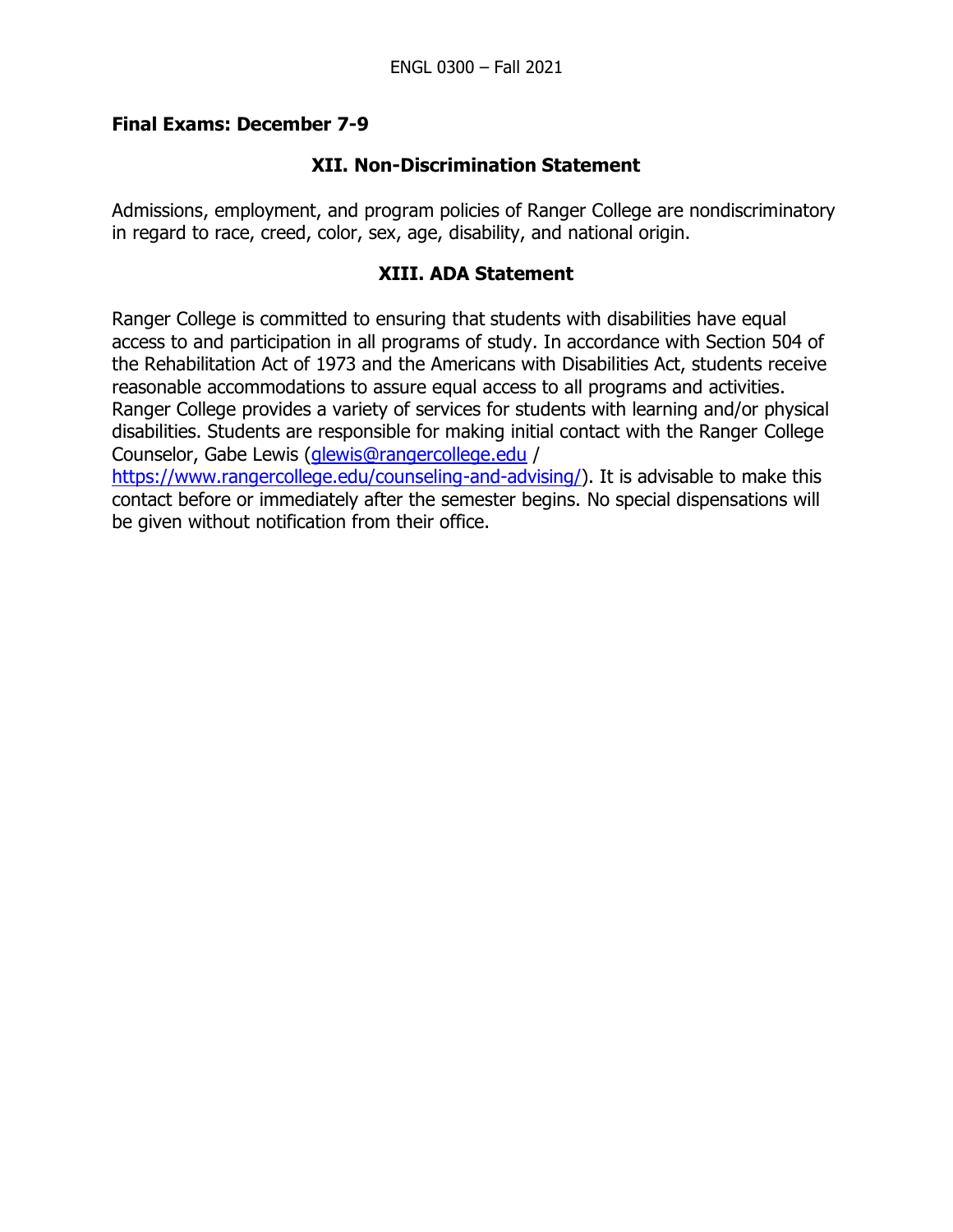**Final Exams: December 7-9**

## XII. Non-Discrimination Statement

Admissions, employment, and program policies of Ranger College are nondiscriminatory in regard to race, creed, color, sex, age, disability, and national origin.

## XIII. ADA Statement

Ranger College is committed to ensuring that students with disabilities have equal access to and participation in all programs of study. In accordance with Section 504 of the Rehabilitation Act of 1973 and the Americans with Disabilities Act, students receive reasonable accommodations to assure equal access to all programs and activities. Ranger College provides a variety of services for students with learning and/or physical disabilities. Students are responsible for making initial contact with the Ranger College Counselor, Gabe Lewis (glewis@rangercollege.edu / https://www.rangercollege.edu/counseling-and-advising/). It is advisable to make this contact before or immediately after the semester begins. No special dispensations will be given without notification from their office.